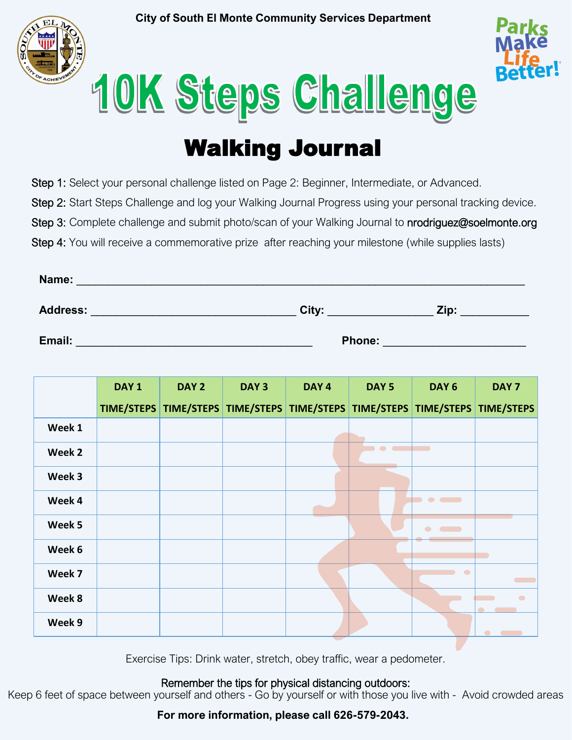City of South El Monte Community Services Department

Parks Make Life Better!

# 10K Steps Challenge

## Walking Journal

Step 1: Select your personal challenge listed on Page 2: Beginner, Intermediate, or Advanced.

Step 2: Start Steps Challenge and log your Walking Journal Progress using your personal tracking device.

Step 3: Complete challenge and submit photo/scan of your Walking Journal to nrodriguez@soelmonte.org

Step 4: You will receive a commemorative prize after reaching your milestone (while supplies lasts)

**Name:** ______________________________________________________________________

**Address:** ________________________________ **City:** ________________ **Zip:** __________

**Email:** _____________________________________ **Phone:** ______________________

| | DAY 1 TIME/STEPS | DAY 2 TIME/STEPS | DAY 3 TIME/STEPS | DAY 4 TIME/STEPS | DAY 5 TIME/STEPS | DAY 6 TIME/STEPS | DAY 7 TIME/STEPS |
|---|---|---|---|---|---|---|---|
| Week 1 | | | | | | | |
| Week 2 | | | | | | | |
| Week 3 | | | | | | | |
| Week 4 | | | | | | | |
| Week 5 | | | | | | | |
| Week 6 | | | | | | | |
| Week 7 | | | | | | | |
| Week 8 | | | | | | | |
| Week 9 | | | | | | | |

Exercise Tips: Drink water, stretch, obey traffic, wear a pedometer.

Remember the tips for physical distancing outdoors:
Keep 6 feet of space between yourself and others - Go by yourself or with those you live with - Avoid crowded areas

**For more information, please call 626-579-2043.**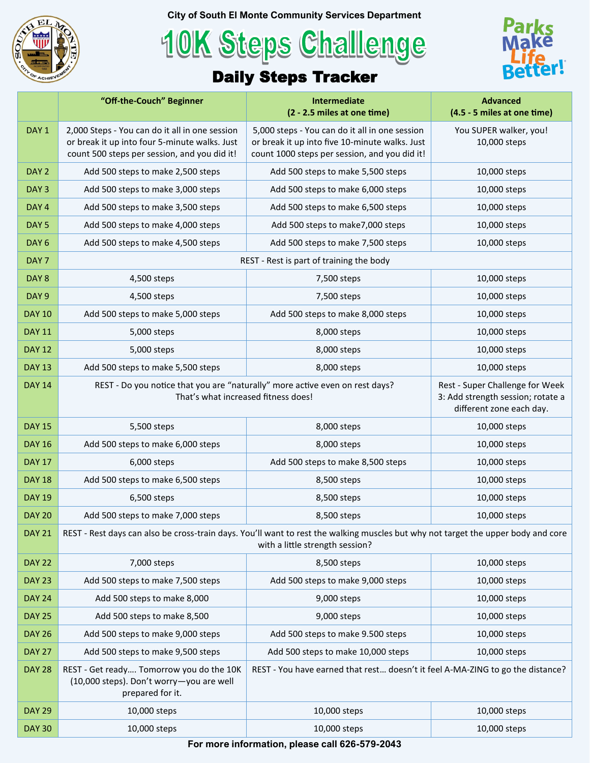City of South El Monte Community Services Department

# 10K Steps Challenge

## Daily Steps Tracker

Parks Make Life Better!

| | "Off-the-Couch" Beginner | Intermediate (2 - 2.5 miles at one time) | Advanced (4.5 - 5 miles at one time) |
|---|---|---|---|
| DAY 1 | 2,000 Steps - You can do it all in one session or break it up into four 5-minute walks. Just count 500 steps per session, and you did it! | 5,000 steps - You can do it all in one session or break it up into five 10-minute walks. Just count 1000 steps per session, and you did it! | You SUPER walker, you! 10,000 steps |
| DAY 2 | Add 500 steps to make 2,500 steps | Add 500 steps to make 5,500 steps | 10,000 steps |
| DAY 3 | Add 500 steps to make 3,000 steps | Add 500 steps to make 6,000 steps | 10,000 steps |
| DAY 4 | Add 500 steps to make 3,500 steps | Add 500 steps to make 6,500 steps | 10,000 steps |
| DAY 5 | Add 500 steps to make 4,000 steps | Add 500 steps to make7,000 steps | 10,000 steps |
| DAY 6 | Add 500 steps to make 4,500 steps | Add 500 steps to make 7,500 steps | 10,000 steps |
| DAY 7 | REST - Rest is part of training the body | | |
| DAY 8 | 4,500 steps | 7,500 steps | 10,000 steps |
| DAY 9 | 4,500 steps | 7,500 steps | 10,000 steps |
| DAY 10 | Add 500 steps to make 5,000 steps | Add 500 steps to make 8,000 steps | 10,000 steps |
| DAY 11 | 5,000 steps | 8,000 steps | 10,000 steps |
| DAY 12 | 5,000 steps | 8,000 steps | 10,000 steps |
| DAY 13 | Add 500 steps to make 5,500 steps | 8,000 steps | 10,000 steps |
| DAY 14 | REST - Do you notice that you are "naturally" more active even on rest days? That's what increased fitness does! | | Rest - Super Challenge for Week 3: Add strength session; rotate a different zone each day. |
| DAY 15 | 5,500 steps | 8,000 steps | 10,000 steps |
| DAY 16 | Add 500 steps to make 6,000 steps | 8,000 steps | 10,000 steps |
| DAY 17 | 6,000 steps | Add 500 steps to make 8,500 steps | 10,000 steps |
| DAY 18 | Add 500 steps to make 6,500 steps | 8,500 steps | 10,000 steps |
| DAY 19 | 6,500 steps | 8,500 steps | 10,000 steps |
| DAY 20 | Add 500 steps to make 7,000 steps | 8,500 steps | 10,000 steps |
| DAY 21 | REST - Rest days can also be cross-train days. You'll want to rest the walking muscles but why not target the upper body and core with a little strength session? | | |
| DAY 22 | 7,000 steps | 8,500 steps | 10,000 steps |
| DAY 23 | Add 500 steps to make 7,500 steps | Add 500 steps to make 9,000 steps | 10,000 steps |
| DAY 24 | Add 500 steps to make 8,000 | 9,000 steps | 10,000 steps |
| DAY 25 | Add 500 steps to make 8,500 | 9,000 steps | 10,000 steps |
| DAY 26 | Add 500 steps to make 9,000 steps | Add 500 steps to make 9.500 steps | 10,000 steps |
| DAY 27 | Add 500 steps to make 9,500 steps | Add 500 steps to make 10,000 steps | 10,000 steps |
| DAY 28 | REST - Get ready…. Tomorrow you do the 10K (10,000 steps). Don't worry—you are well prepared for it. | REST - You have earned that rest… doesn't it feel A-MA-ZING to go the distance? | |
| DAY 29 | 10,000 steps | 10,000 steps | 10,000 steps |
| DAY 30 | 10,000 steps | 10,000 steps | 10,000 steps |

**For more information, please call 626-579-2043**